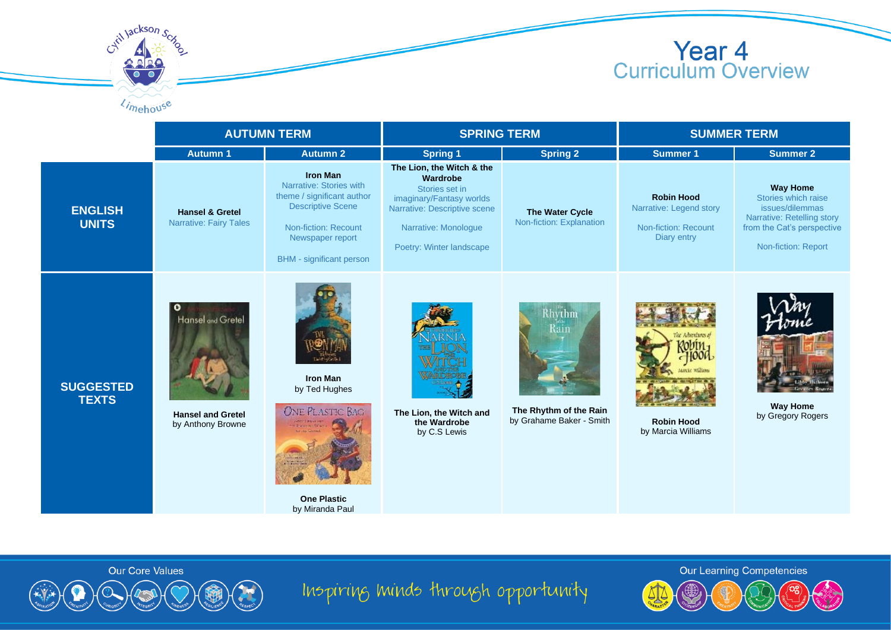# Year 4
## Curriculum Overview

| | AUTUMN TERM | | SPRING TERM | | SUMMER TERM | |
|---|---|---|---|---|---|---|
| | Autumn 1 | Autumn 2 | Spring 1 | Spring 2 | Summer 1 | Summer 2 |
| **ENGLISH UNITS** | **Hansel & Gretel** Narrative: Fairy Tales | **Iron Man** Narrative: Stories with theme / significant author Descriptive Scene Non-fiction: Recount Newspaper report BHM - significant person | **The Lion, the Witch & the Wardrobe** Stories set in imaginary/Fantasy worlds Narrative: Descriptive scene Narrative: Monologue Poetry: Winter landscape | **The Water Cycle** Non-fiction: Explanation | **Robin Hood** Narrative: Legend story Non-fiction: Recount Diary entry | **Way Home** Stories which raise issues/dilemmas Narrative: Retelling story from the Cat's perspective Non-fiction: Report |
| **SUGGESTED TEXTS** | **Hansel and Gretel** by Anthony Browne | **Iron Man** by Ted Hughes **One Plastic** by Miranda Paul | **The Lion, the Witch and the Wardrobe** by C.S Lewis | **The Rhythm of the Rain** by Grahame Baker - Smith | **Robin Hood** by Marcia Williams | **Way Home** by Gregory Rogers |

Our Core Values

Inspiring minds through opportunity

Our Learning Competencies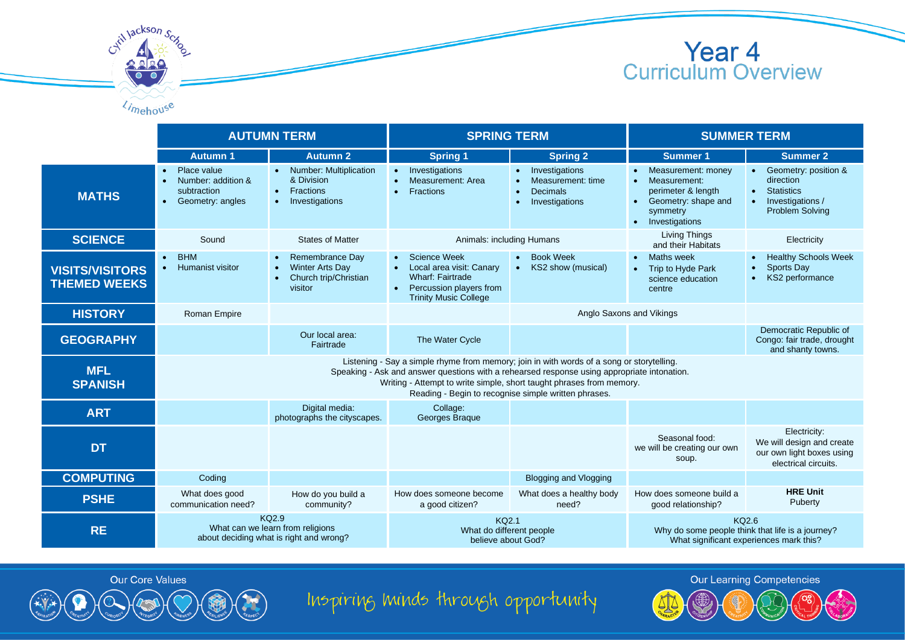# Year 4 Curriculum Overview

| | AUTUMN TERM | | SPRING TERM | | SUMMER TERM | |
|---|---|---|---|---|---|---|
| | **Autumn 1** | **Autumn 2** | **Spring 1** | **Spring 2** | **Summer 1** | **Summer 2** |
| **MATHS** | • Place value<br>• Number: addition & subtraction<br>• Geometry: angles | • Number: Multiplication & Division<br>• Fractions<br>• Investigations | • Investigations<br>• Measurement: Area<br>• Fractions | • Investigations<br>• Measurement: time<br>• Decimals<br>• Investigations | • Measurement: money<br>• Measurement: perimeter & length<br>• Geometry: shape and symmetry<br>• Investigations | • Geometry: position & direction<br>• Statistics<br>• Investigations / Problem Solving |
| **SCIENCE** | Sound | States of Matter | Animals: including Humans | | Living Things and their Habitats | Electricity |
| **VISITS/VISITORS THEMED WEEKS** | • BHM<br>• Humanist visitor | • Remembrance Day<br>• Winter Arts Day<br>• Church trip/Christian visitor | • Science Week<br>• Local area visit: Canary Wharf: Fairtrade<br>• Percussion players from Trinity Music College | • Book Week<br>• KS2 show (musical) | • Maths week<br>• Trip to Hyde Park science education centre | • Healthy Schools Week<br>• Sports Day<br>• KS2 performance |
| **HISTORY** | Roman Empire | | | Anglo Saxons and Vikings | | |
| **GEOGRAPHY** | | Our local area: Fairtrade | The Water Cycle | | | Democratic Republic of Congo: fair trade, drought and shanty towns. |
| **MFL SPANISH** | Listening - Say a simple rhyme from memory; join in with words of a song or storytelling.<br>Speaking - Ask and answer questions with a rehearsed response using appropriate intonation.<br>Writing - Attempt to write simple, short taught phrases from memory.<br>Reading - Begin to recognise simple written phrases. | | | | | |
| **ART** | | Digital media: photographs the cityscapes. | Collage: Georges Braque | | | |
| **DT** | | | | | Seasonal food: we will be creating our own soup. | Electricity: We will design and create our own light boxes using electrical circuits. |
| **COMPUTING** | Coding | | | Blogging and Vlogging | | |
| **PSHE** | What does good communication need? | How do you build a community? | How does someone become a good citizen? | What does a healthy body need? | How does someone build a good relationship? | **HRE Unit**<br>Puberty |
| **RE** | KQ2.9<br>What can we learn from religions about deciding what is right and wrong? | | KQ2.1<br>What do different people believe about God? | | KQ2.6<br>Why do some people think that life is a journey? What significant experiences mark this? | |

Our Core Values

Inspiring minds through opportunity

Our Learning Competencies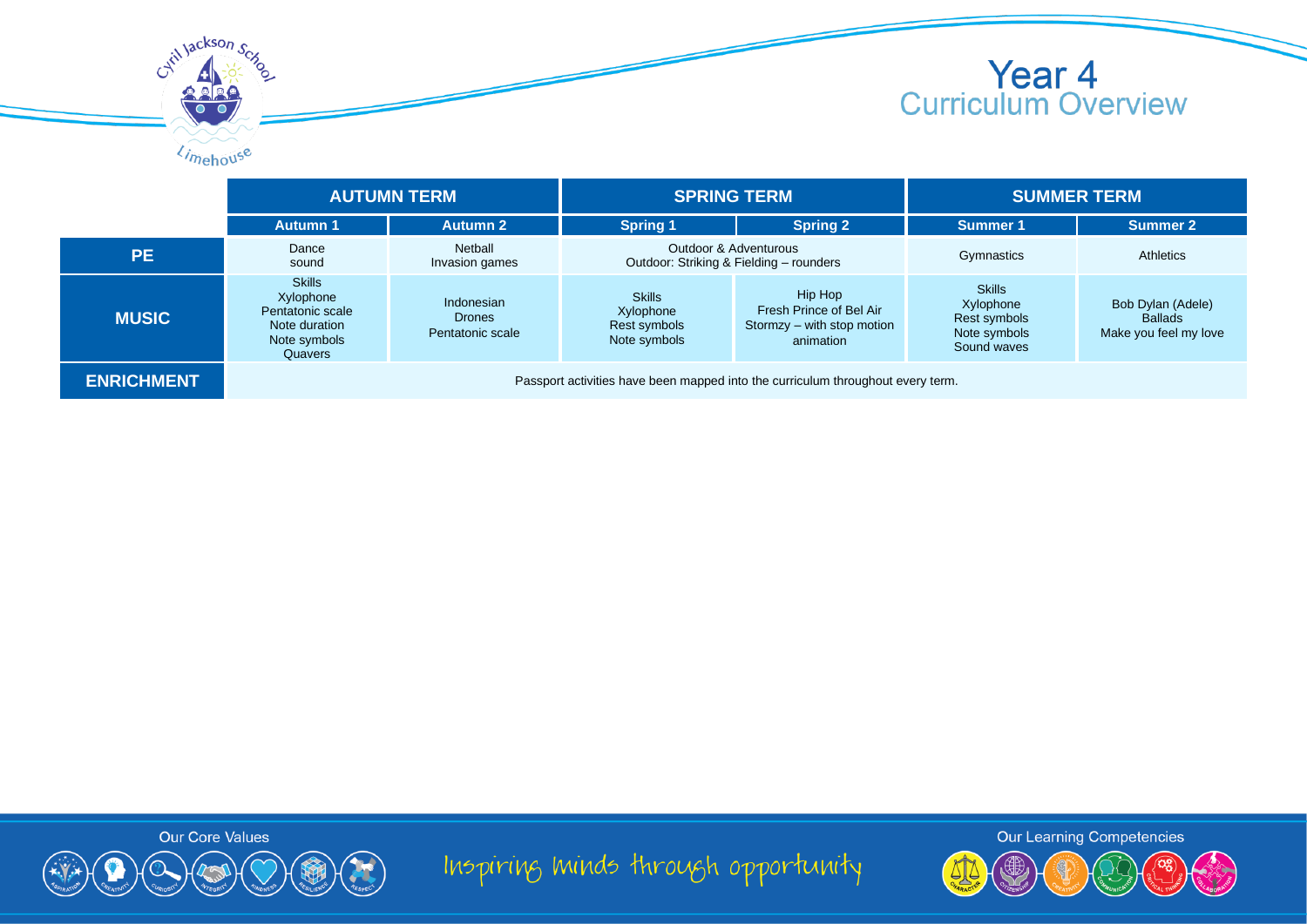# Year 4
## Curriculum Overview

| | AUTUMN TERM | | SPRING TERM | | SUMMER TERM | |
|---|---|---|---|---|---|---|
| | **Autumn 1** | **Autumn 2** | **Spring 1** | **Spring 2** | **Summer 1** | **Summer 2** |
| **PE** | Dance<br>sound | Netball<br>Invasion games | Outdoor & Adventurous<br>Outdoor: Striking & Fielding – rounders | | Gymnastics | Athletics |
| **MUSIC** | Skills<br>Xylophone<br>Pentatonic scale<br>Note duration<br>Note symbols<br>Quavers | Indonesian<br>Drones<br>Pentatonic scale | Skills<br>Xylophone<br>Rest symbols<br>Note symbols | Hip Hop<br>Fresh Prince of Bel Air<br>Stormzy – with stop motion animation | Skills<br>Xylophone<br>Rest symbols<br>Note symbols<br>Sound waves | Bob Dylan (Adele)<br>Ballads<br>Make you feel my love |
| **ENRICHMENT** | Passport activities have been mapped into the curriculum throughout every term. | | | | | |

Our Core Values

Inspiring minds through opportunity

Our Learning Competencies